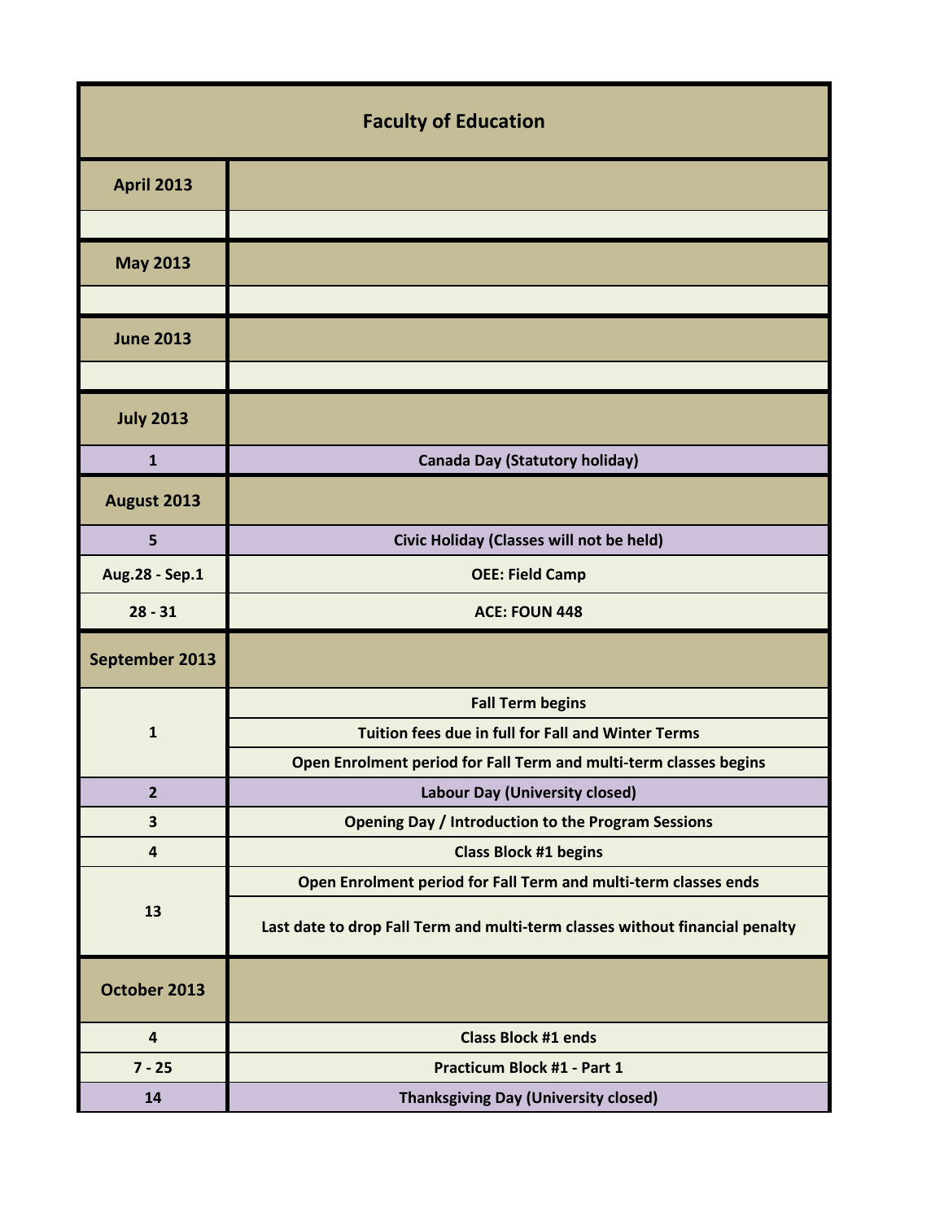# Faculty of Education

| Date | Event |
|---|---|
| **April 2013** | |
| | |
| **May 2013** | |
| | |
| **June 2013** | |
| | |
| **July 2013** | |
| 1 | Canada Day (Statutory holiday) |
| **August 2013** | |
| 5 | Civic Holiday (Classes will not be held) |
| Aug.28 - Sep.1 | OEE: Field Camp |
| 28 - 31 | ACE: FOUN 448 |
| **September 2013** | |
| 1 | Fall Term begins |
| | Tuition fees due in full for Fall and Winter Terms |
| | Open Enrolment period for Fall Term and multi-term classes begins |
| 2 | Labour Day (University closed) |
| 3 | Opening Day / Introduction to the Program Sessions |
| 4 | Class Block #1 begins |
| 13 | Open Enrolment period for Fall Term and multi-term classes ends |
| | Last date to drop Fall Term and multi-term classes without financial penalty |
| **October 2013** | |
| 4 | Class Block #1 ends |
| 7 - 25 | Practicum Block #1 - Part 1 |
| 14 | Thanksgiving Day (University closed) |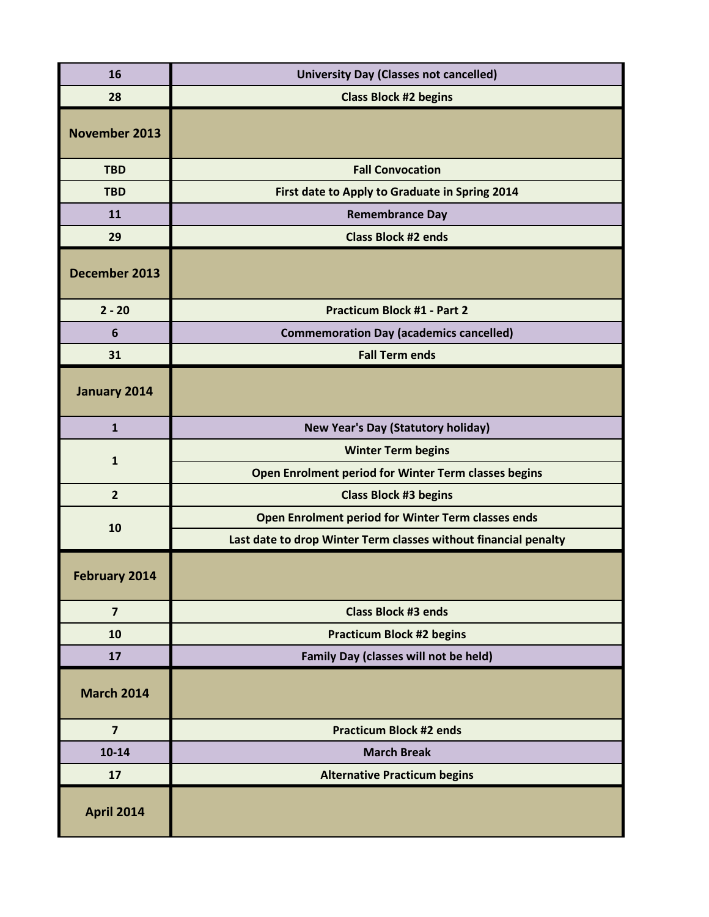| | |
|---|---|
| 16 | University Day (Classes not cancelled) |
| 28 | Class Block #2 begins |
| **November 2013** | |
| TBD | Fall Convocation |
| TBD | First date to Apply to Graduate in Spring 2014 |
| 11 | Remembrance Day |
| 29 | Class Block #2 ends |
| **December 2013** | |
| 2 - 20 | Practicum Block #1 - Part 2 |
| 6 | Commemoration Day (academics cancelled) |
| 31 | Fall Term ends |
| **January 2014** | |
| 1 | New Year's Day (Statutory holiday) |
| 1 | Winter Term begins |
| | Open Enrolment period for Winter Term classes begins |
| 2 | Class Block #3 begins |
| 10 | Open Enrolment period for Winter Term classes ends |
| | Last date to drop Winter Term classes without financial penalty |
| **February 2014** | |
| 7 | Class Block #3 ends |
| 10 | Practicum Block #2 begins |
| 17 | Family Day (classes will not be held) |
| **March 2014** | |
| 7 | Practicum Block #2 ends |
| 10-14 | March Break |
| 17 | Alternative Practicum begins |
| **April 2014** | |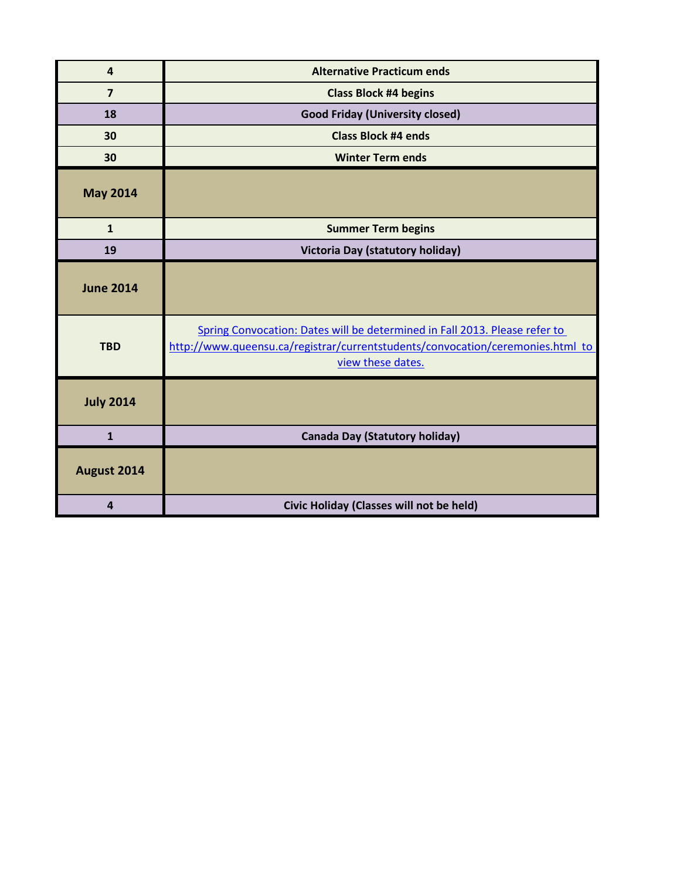| | |
|---|---|
| **4** | **Alternative Practicum ends** |
| **7** | **Class Block #4 begins** |
| **18** | **Good Friday (University closed)** |
| **30** | **Class Block #4 ends** |
| **30** | **Winter Term ends** |
| **May 2014** | |
| **1** | **Summer Term begins** |
| **19** | **Victoria Day (statutory holiday)** |
| **June 2014** | |
| **TBD** | Spring Convocation: Dates will be determined in Fall 2013. Please refer to http://www.queensu.ca/registrar/currentstudents/convocation/ceremonies.html to view these dates. |
| **July 2014** | |
| **1** | **Canada Day (Statutory holiday)** |
| **August 2014** | |
| **4** | **Civic Holiday (Classes will not be held)** |